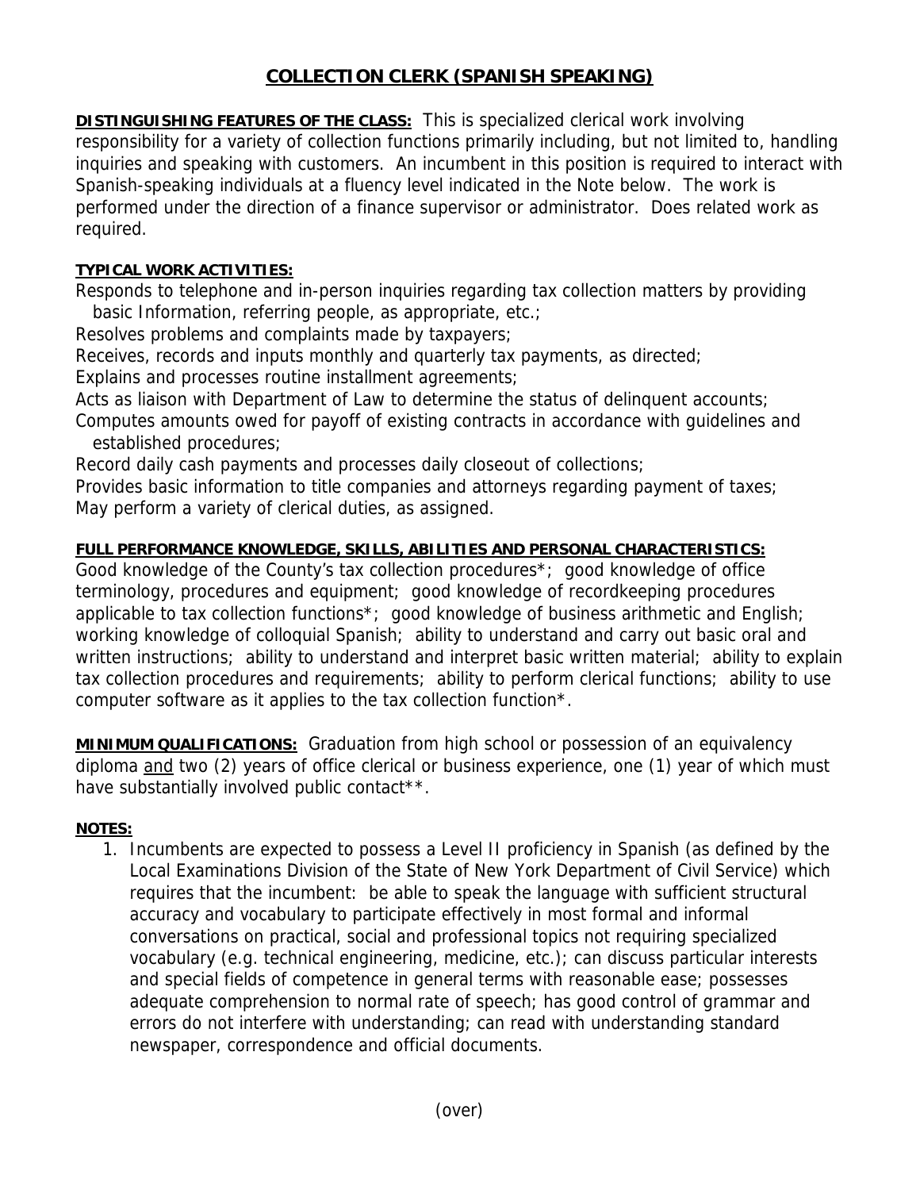# COLLECTION CLERK (SPANISH SPEAKING)

**DISTINGUISHING FEATURES OF THE CLASS:** This is specialized clerical work involving responsibility for a variety of collection functions primarily including, but not limited to, handling inquiries and speaking with customers. An incumbent in this position is required to interact with Spanish-speaking individuals at a fluency level indicated in the Note below. The work is performed under the direction of a finance supervisor or administrator. Does related work as required.

**TYPICAL WORK ACTIVITIES:**

Responds to telephone and in-person inquiries regarding tax collection matters by providing basic Information, referring people, as appropriate, etc.;
Resolves problems and complaints made by taxpayers;
Receives, records and inputs monthly and quarterly tax payments, as directed;
Explains and processes routine installment agreements;
Acts as liaison with Department of Law to determine the status of delinquent accounts;
Computes amounts owed for payoff of existing contracts in accordance with guidelines and established procedures;
Record daily cash payments and processes daily closeout of collections;
Provides basic information to title companies and attorneys regarding payment of taxes;
May perform a variety of clerical duties, as assigned.

**FULL PERFORMANCE KNOWLEDGE, SKILLS, ABILITIES AND PERSONAL CHARACTERISTICS:** Good knowledge of the County's tax collection procedures*; good knowledge of office terminology, procedures and equipment; good knowledge of recordkeeping procedures applicable to tax collection functions*; good knowledge of business arithmetic and English; working knowledge of colloquial Spanish; ability to understand and carry out basic oral and written instructions; ability to understand and interpret basic written material; ability to explain tax collection procedures and requirements; ability to perform clerical functions; ability to use computer software as it applies to the tax collection function*.

**MINIMUM QUALIFICATIONS:** Graduation from high school or possession of an equivalency diploma and two (2) years of office clerical or business experience, one (1) year of which must have substantially involved public contact**.

**NOTES:**

1. Incumbents are expected to possess a Level II proficiency in Spanish (as defined by the Local Examinations Division of the State of New York Department of Civil Service) which requires that the incumbent: be able to speak the language with sufficient structural accuracy and vocabulary to participate effectively in most formal and informal conversations on practical, social and professional topics not requiring specialized vocabulary (e.g. technical engineering, medicine, etc.); can discuss particular interests and special fields of competence in general terms with reasonable ease; possesses adequate comprehension to normal rate of speech; has good control of grammar and errors do not interfere with understanding; can read with understanding standard newspaper, correspondence and official documents.

(over)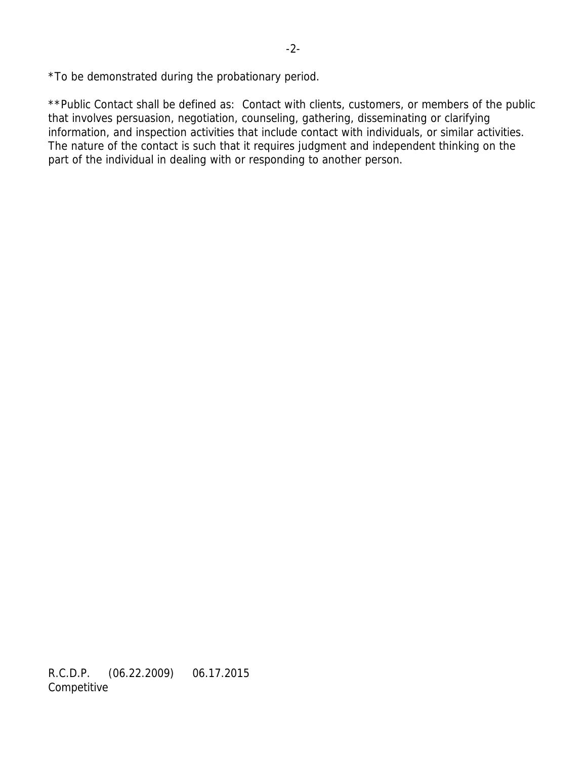*To be demonstrated during the probationary period.

**Public Contact shall be defined as: Contact with clients, customers, or members of the public that involves persuasion, negotiation, counseling, gathering, disseminating or clarifying information, and inspection activities that include contact with individuals, or similar activities. The nature of the contact is such that it requires judgment and independent thinking on the part of the individual in dealing with or responding to another person.

R.C.D.P. (06.22.2009) 06.17.2015
Competitive